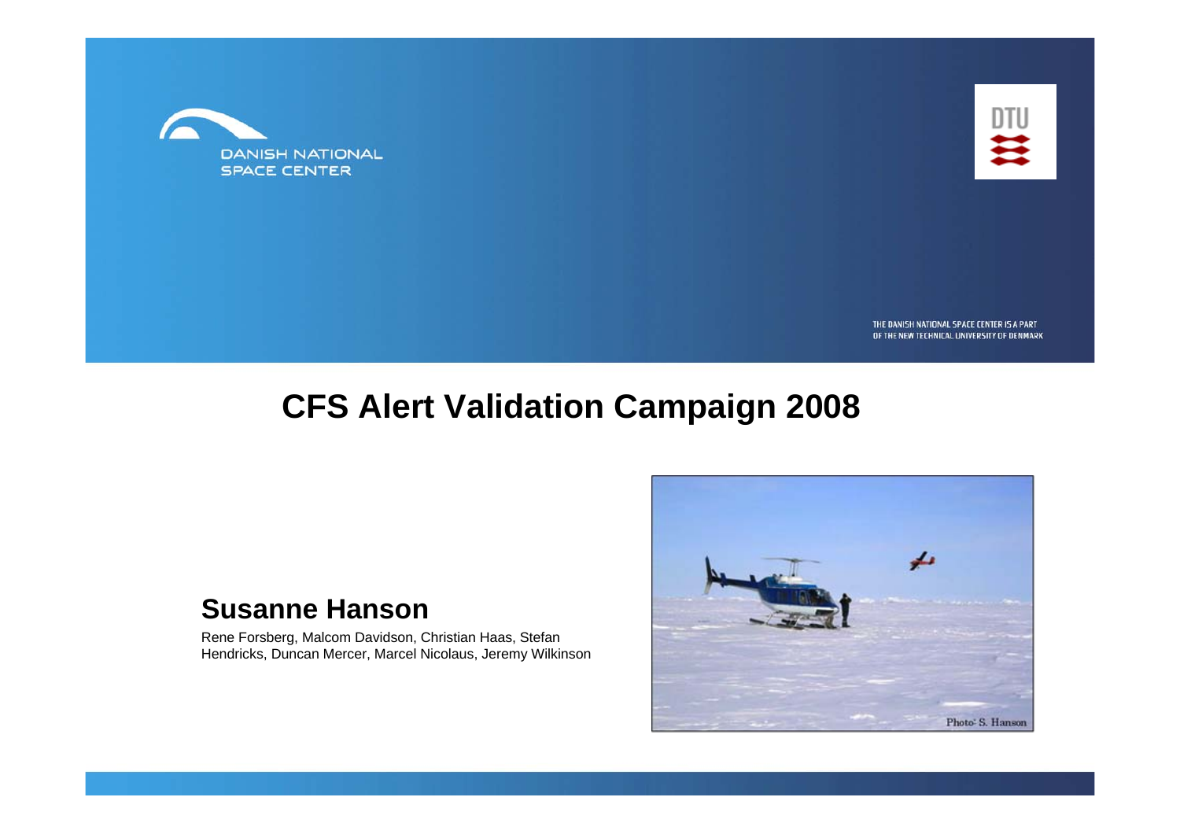DANISH NATIONAL SPACE CENTER

DTU

THE DANISH NATIONAL SPACE CENTER IS A PART OF THE NEW TECHNICAL UNIVERSITY OF DENMARK

# CFS Alert Validation Campaign 2008

## Susanne Hanson

Rene Forsberg, Malcom Davidson, Christian Haas, Stefan Hendricks, Duncan Mercer, Marcel Nicolaus, Jeremy Wilkinson

Photo: S. Hanson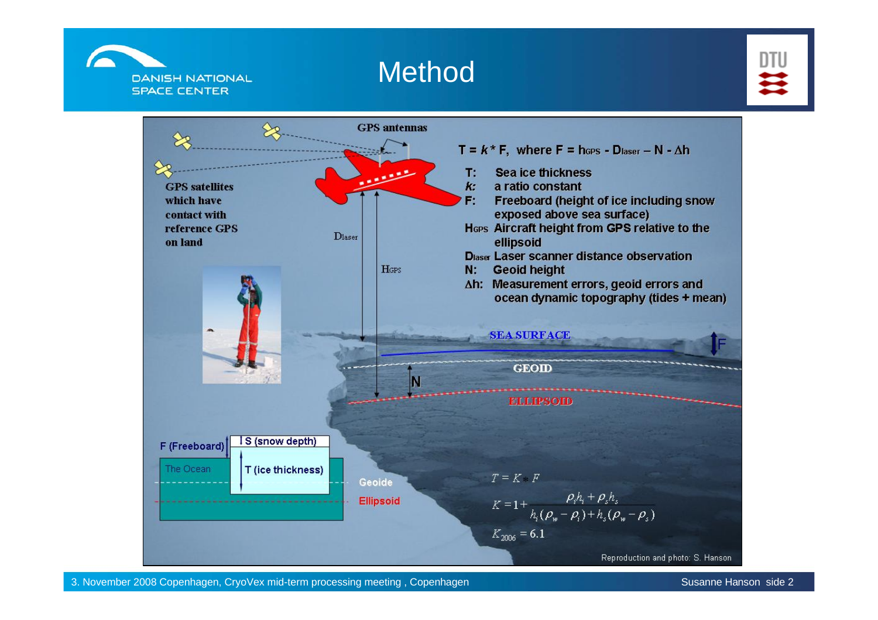# Method

$T = k * F$, where $F = h_{GPS} - D_{laser} - N - \Delta h$

- **T:** Sea ice thickness
- ***k*:** a ratio constant
- **F:** Freeboard (height of ice including snow exposed above sea surface)
- **$H_{GPS}$** Aircraft height from GPS relative to the ellipsoid
- **$D_{laser}$** Laser scanner distance observation
- **N:** Geoid height
- **$\Delta$h:** Measurement errors, geoid errors and ocean dynamic topography (tides + mean)

GPS antennas

GPS satellites which have contact with reference GPS on land

$D_{laser}$

$H_{GPS}$

SEA SURFACE

F

GEOID

N

ELLIPSOID

F (Freeboard)

S (snow depth)

The Ocean

T (ice thickness)

Geoide

Ellipsoid

$$T = K * F$$

$$K = 1 + \frac{\rho_i h_i + \rho_s h_s}{h_i(\rho_w - \rho_i) + h_s(\rho_w - \rho_s)}$$

$$K_{2006} = 6.1$$

Reproduction and photo: S. Hanson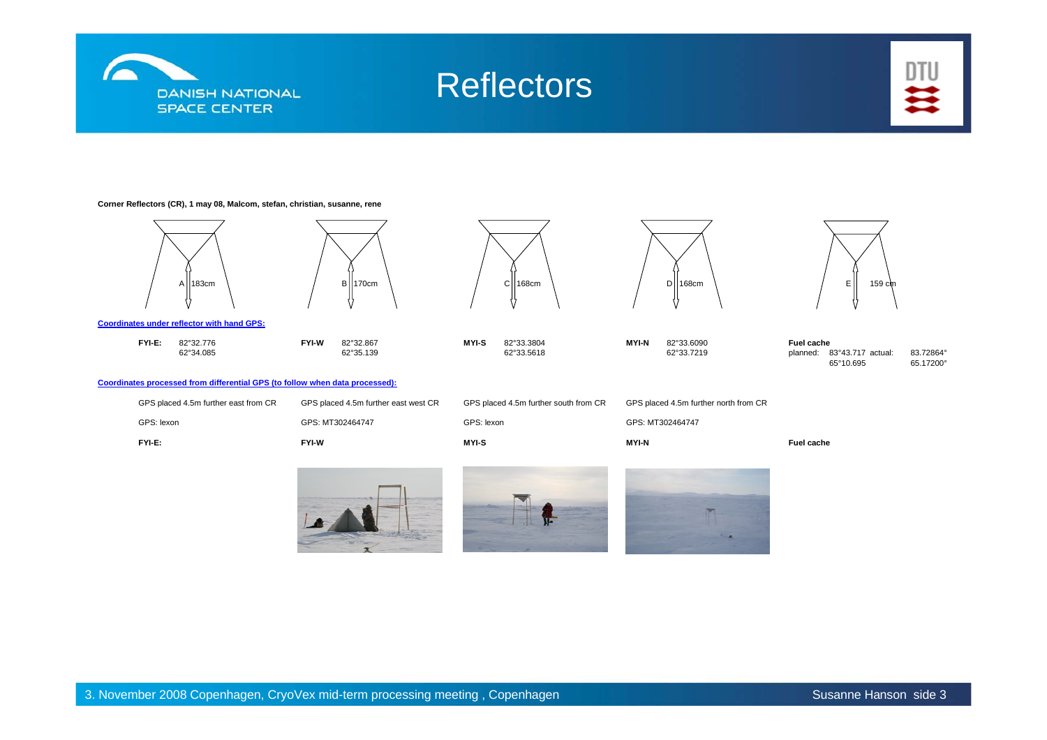# Reflectors

**Corner Reflectors (CR), 1 may 08, Malcom, stefan, christian, susanne, rene**

| A | B | C | D | E |
|---|---|---|---|---|
| 183cm | 170cm | 168cm | 168cm | 159 cm |

**Coordinates under reflector with hand GPS:**

| | | | | |
|---|---|---|---|---|
| **FYI-E:** 82°32.776 62°34.085 | **FYI-W** 82°32.867 62°35.139 | **MYI-S** 82°33.3804 62°33.5618 | **MYI-N** 82°33.6090 62°33.7219 | **Fuel cache** planned: 83°43.717 65°10.695 actual: 83.72864° 65.17200° |

**Coordinates processed from differential GPS (to follow when data processed):**

| | | | | |
|---|---|---|---|---|
| GPS placed 4.5m further east from CR | GPS placed 4.5m further east west CR | GPS placed 4.5m further south from CR | GPS placed 4.5m further north from CR | |
| GPS: lexon | GPS: MT302464747 | GPS: lexon | GPS: MT302464747 | |
| **FYI-E:** | **FYI-W** | **MYI-S** | **MYI-N** | **Fuel cache** |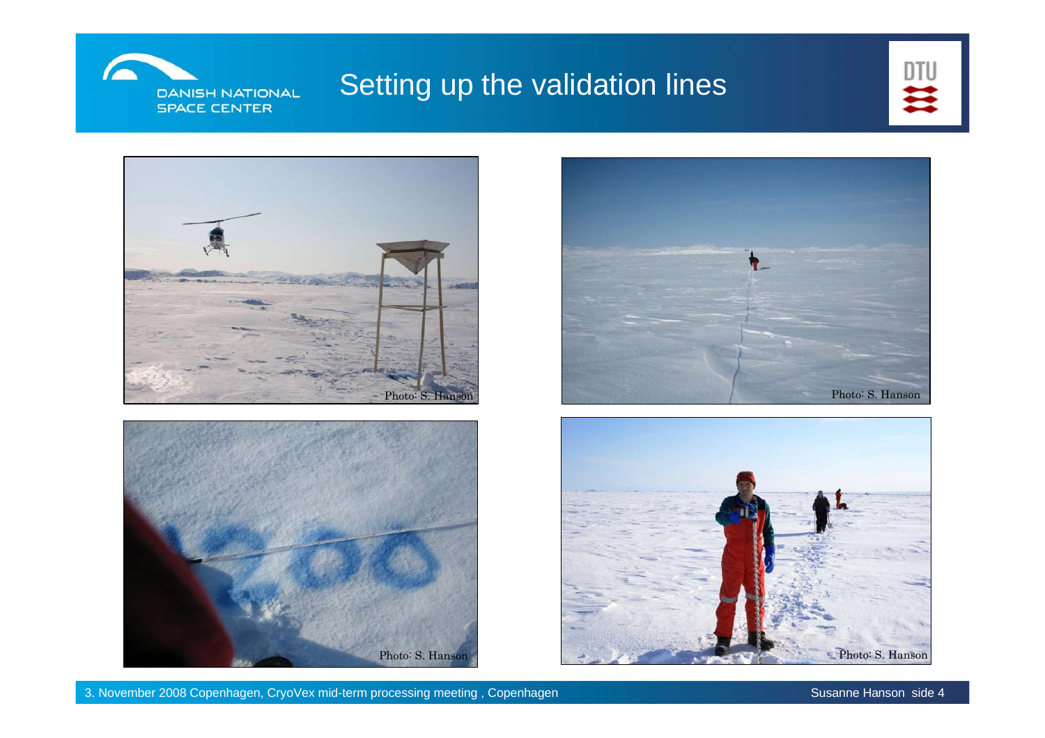# Setting up the validation lines

Photo: S. Hanson

Photo: S. Hanson

Photo: S. Hanson

Photo: S. Hanson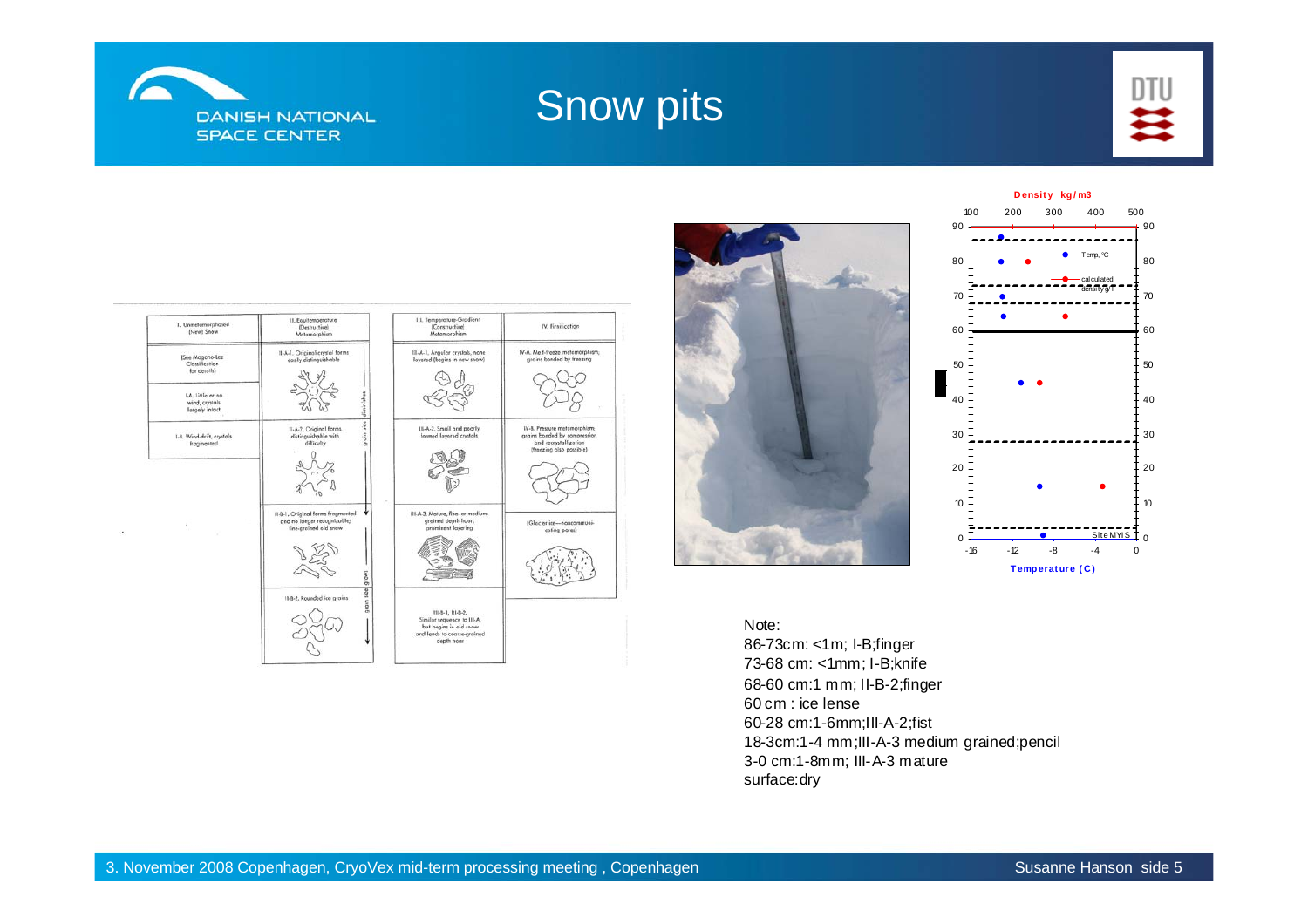# Snow pits

Note:
86-73cm: <1m; I-B;finger
73-68 cm: <1mm; I-B;knife
68-60 cm:1 mm; II-B-2;finger
60 cm : ice lense
60-28 cm:1-6mm;III-A-2;fist
18-3cm:1-4 mm;III-A-3 medium grained;pencil
3-0 cm:1-8mm; III-A-3 mature
surface:dry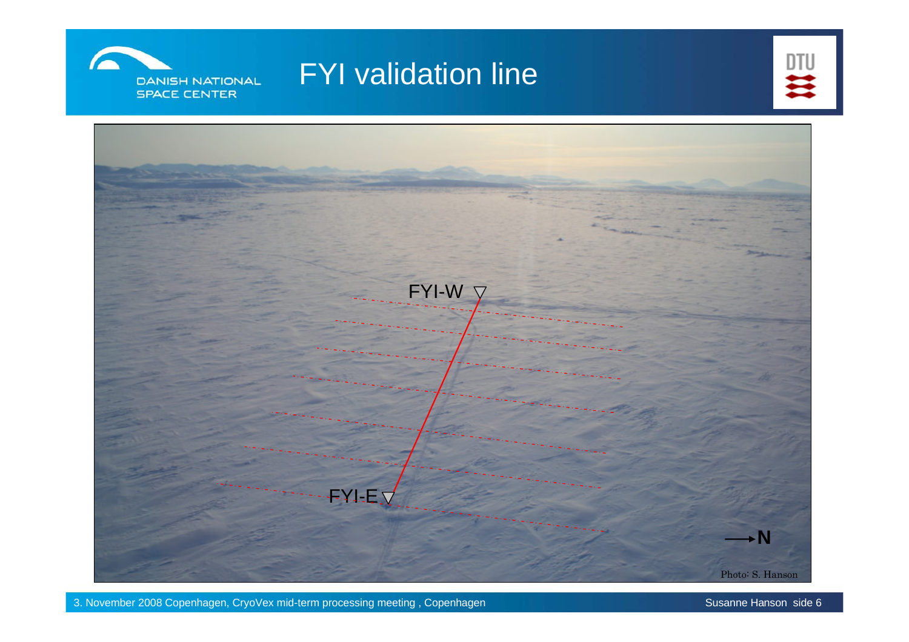# FYI validation line

FYI-W

FYI-E

N

Photo: S. Hanson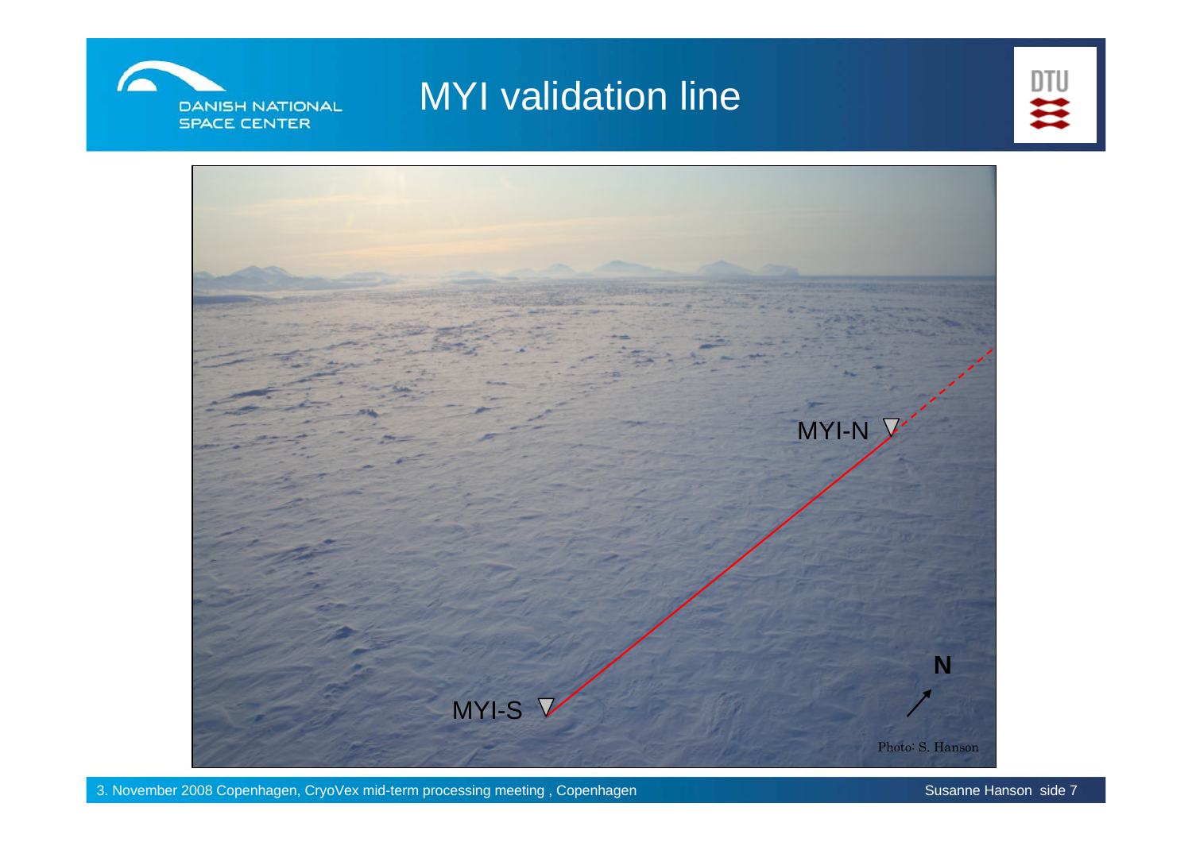# MYI validation line

MYI-N

MYI-S

N

Photo: S. Hanson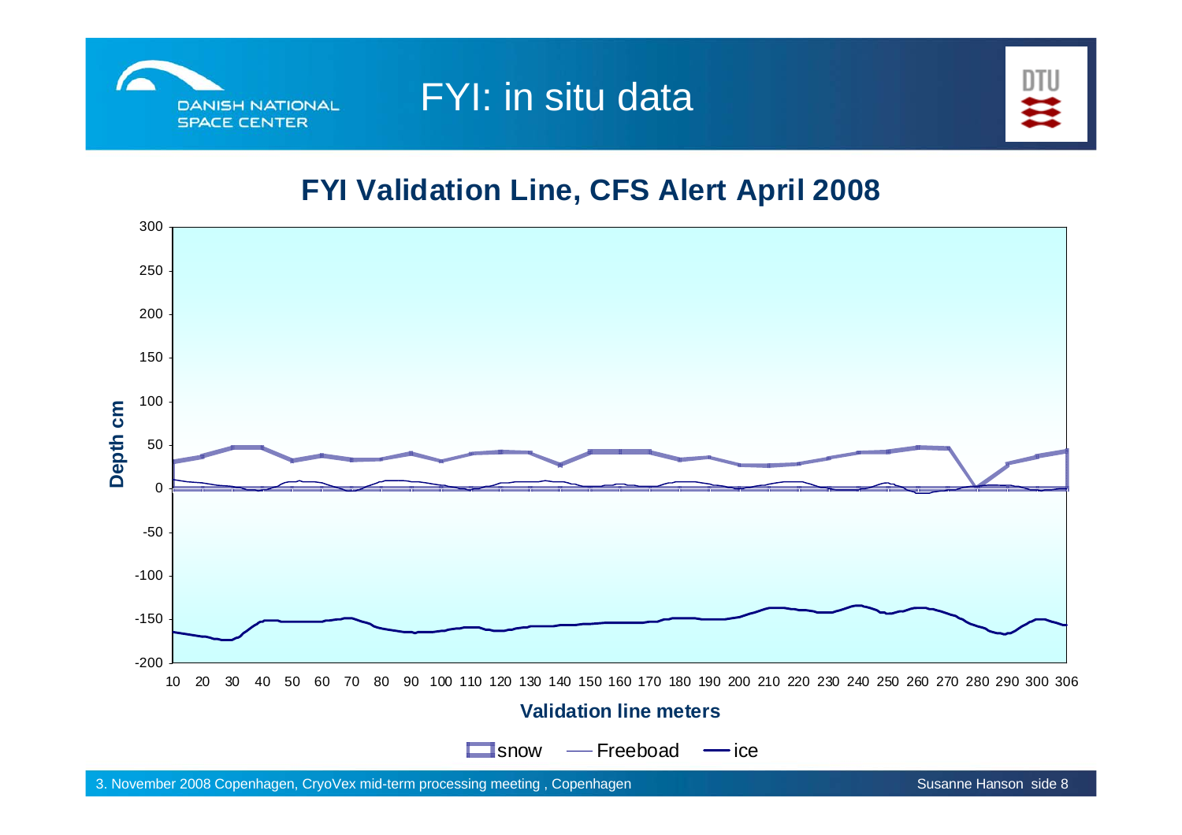# FYI: in situ data

## FYI Validation Line, CFS Alert April 2008

Depth cm

300
250
200
150
100
50
0
-50
-100
-150
-200

10 20 30 40 50 60 70 80 90 100 110 120 130 140 150 160 170 180 190 200 210 220 230 240 250 260 270 280 290 300 306

**Validation line meters**

snow — Freeboad — ice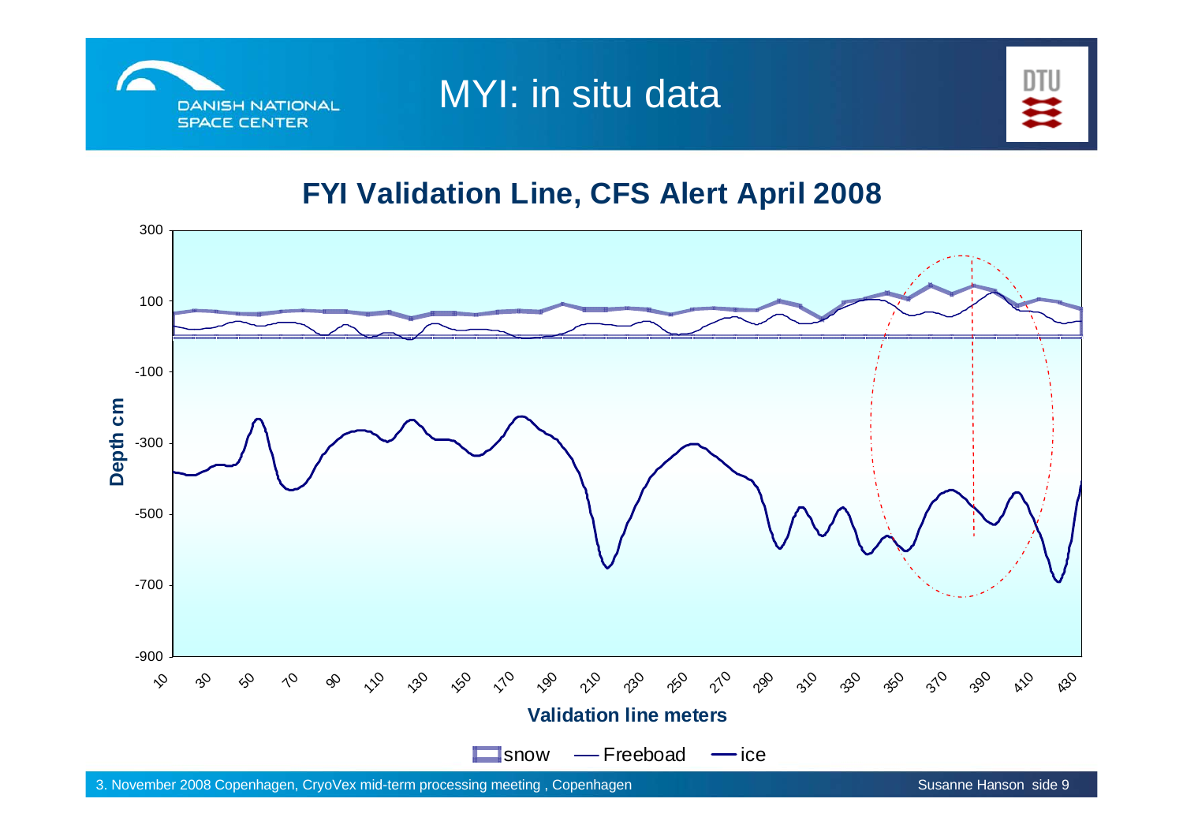# MYI: in situ data

## FYI Validation Line, CFS Alert April 2008

Depth cm

Validation line meters

snow — Freeboad — ice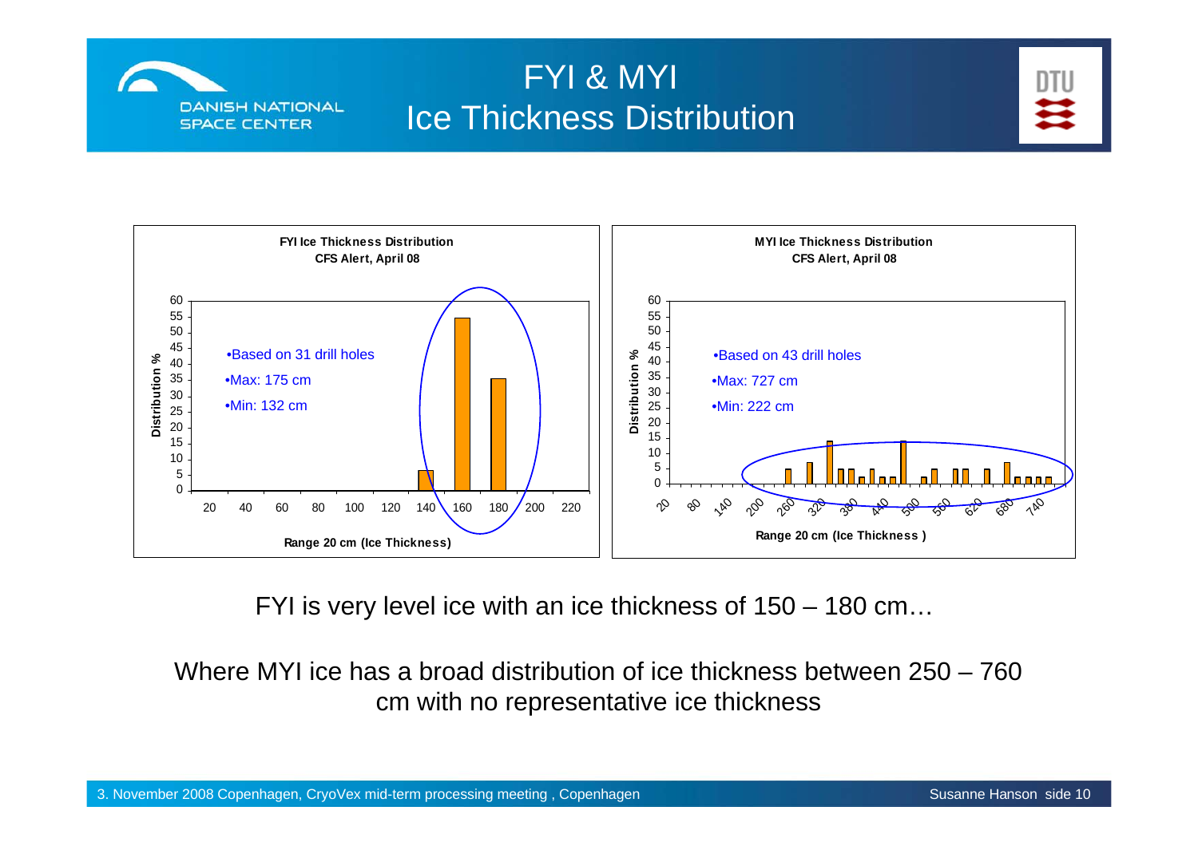# FYI & MYI Ice Thickness Distribution

**FYI Ice Thickness Distribution**
**CFS Alert, April 08**

- Based on 31 drill holes
- Max: 175 cm
- Min: 132 cm

**MYI Ice Thickness Distribution**
**CFS Alert, April 08**

- Based on 43 drill holes
- Max: 727 cm
- Min: 222 cm

FYI is very level ice with an ice thickness of 150 – 180 cm…

Where MYI ice has a broad distribution of ice thickness between 250 – 760 cm with no representative ice thickness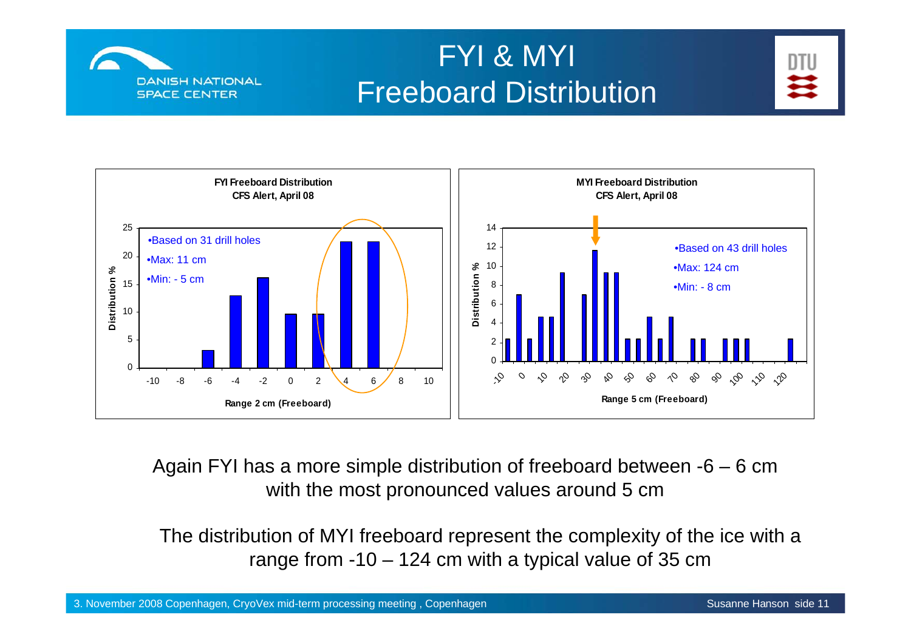# FYI & MYI Freeboard Distribution

**FYI Freeboard Distribution**
**CFS Alert, April 08**

- Based on 31 drill holes
- Max: 11 cm
- Min: - 5 cm

**MYI Freeboard Distribution**
**CFS Alert, April 08**

- Based on 43 drill holes
- Max: 124 cm
- Min: - 8 cm

Again FYI has a more simple distribution of freeboard between -6 – 6 cm with the most pronounced values around 5 cm

The distribution of MYI freeboard represent the complexity of the ice with a range from -10 – 124 cm with a typical value of 35 cm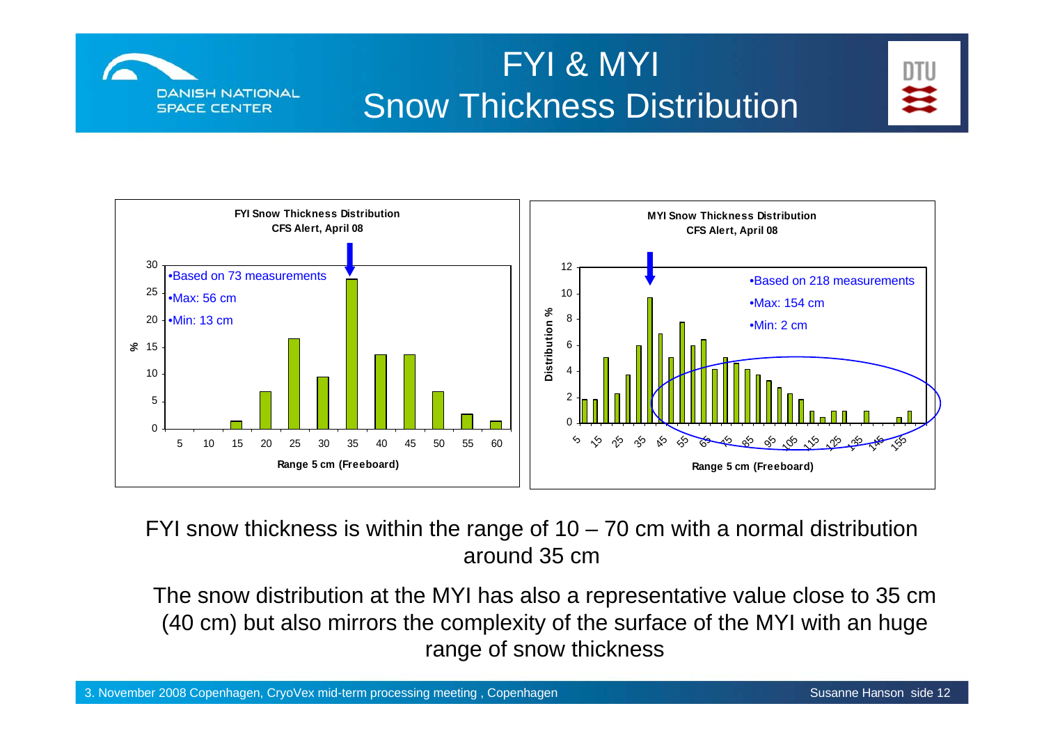# FYI & MYI Snow Thickness Distribution

**FYI Snow Thickness Distribution**
**CFS Alert, April 08**

- Based on 73 measurements
- Max: 56 cm
- Min: 13 cm

**MYI Snow Thickness Distribution**
**CFS Alert, April 08**

- Based on 218 measurements
- Max: 154 cm
- Min: 2 cm

FYI snow thickness is within the range of 10 – 70 cm with a normal distribution around 35 cm

The snow distribution at the MYI has also a representative value close to 35 cm (40 cm) but also mirrors the complexity of the surface of the MYI with an huge range of snow thickness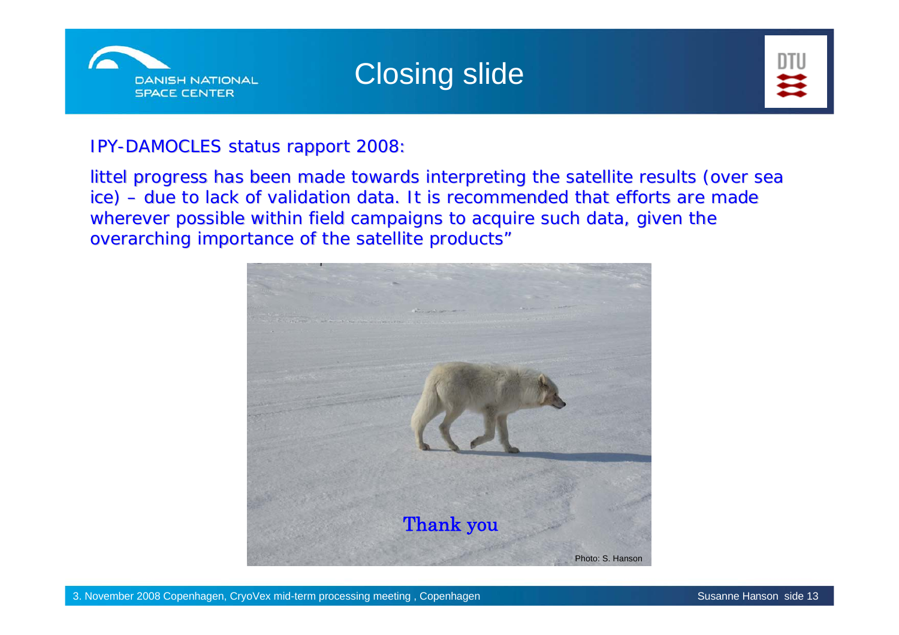# Closing slide

IPY-DAMOCLES status rapport 2008:

littel progress has been made towards interpreting the satellite results (over sea ice) – due to lack of validation data. It is recommended that efforts are made wherever possible within field campaigns to acquire such data, given the overarching importance of the satellite products"

Thank you

Photo: S. Hanson